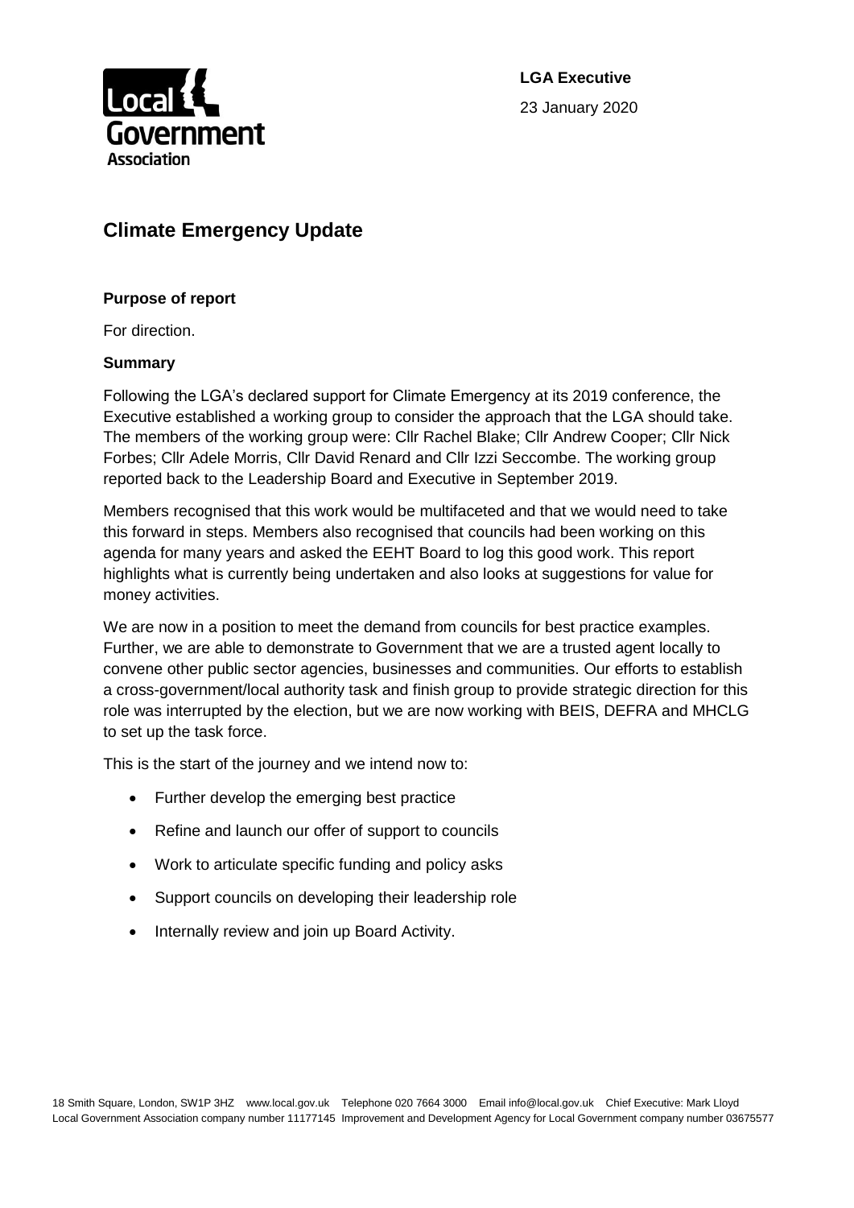**LGA Executive**

23 January 2020

# Climate Emergency Update

### Purpose of report

For direction.

### Summary

Following the LGA's declared support for Climate Emergency at its 2019 conference, the Executive established a working group to consider the approach that the LGA should take. The members of the working group were: Cllr Rachel Blake; Cllr Andrew Cooper; Cllr Nick Forbes; Cllr Adele Morris, Cllr David Renard and Cllr Izzi Seccombe. The working group reported back to the Leadership Board and Executive in September 2019.

Members recognised that this work would be multifaceted and that we would need to take this forward in steps. Members also recognised that councils had been working on this agenda for many years and asked the EEHT Board to log this good work. This report highlights what is currently being undertaken and also looks at suggestions for value for money activities.

We are now in a position to meet the demand from councils for best practice examples. Further, we are able to demonstrate to Government that we are a trusted agent locally to convene other public sector agencies, businesses and communities. Our efforts to establish a cross-government/local authority task and finish group to provide strategic direction for this role was interrupted by the election, but we are now working with BEIS, DEFRA and MHCLG to set up the task force.

This is the start of the journey and we intend now to:

- Further develop the emerging best practice
- Refine and launch our offer of support to councils
- Work to articulate specific funding and policy asks
- Support councils on developing their leadership role
- Internally review and join up Board Activity.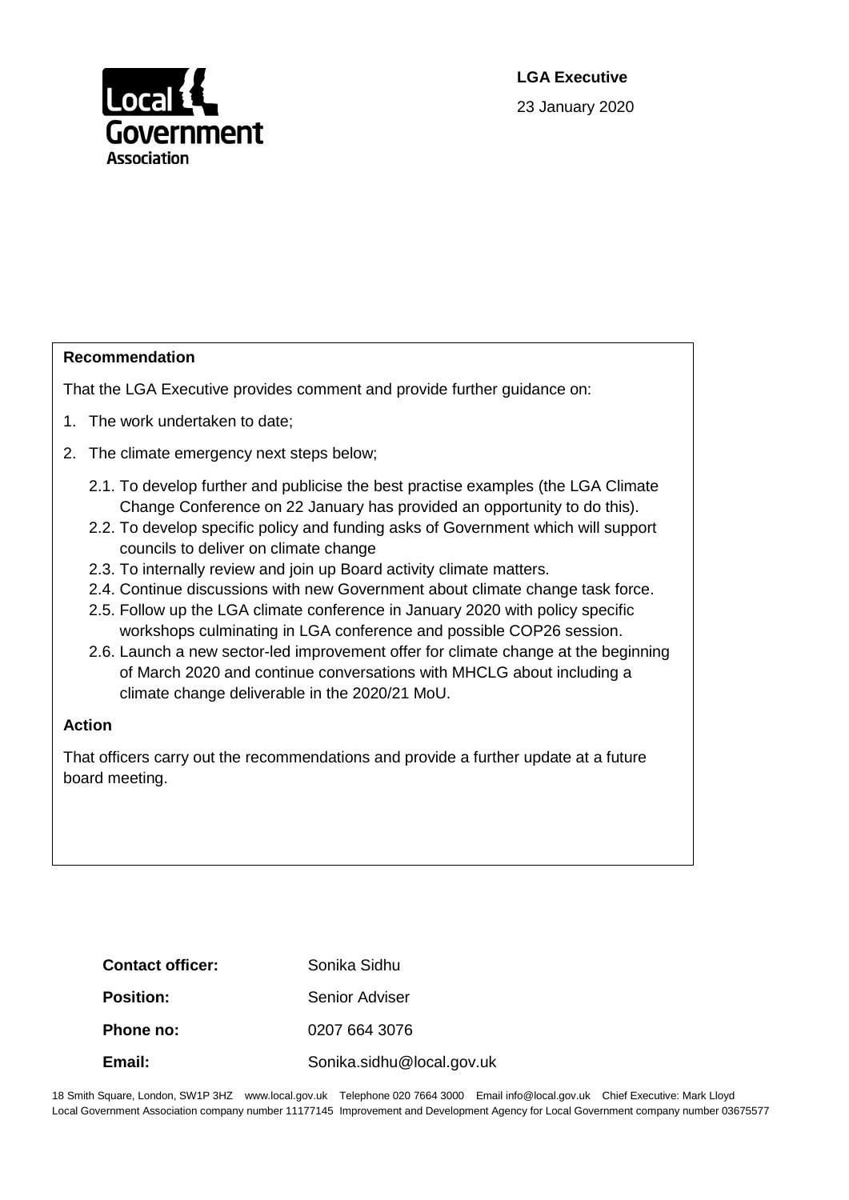**LGA Executive**

23 January 2020

**Recommendation**

That the LGA Executive provides comment and provide further guidance on:

1. The work undertaken to date;
2. The climate emergency next steps below;
   - 2.1. To develop further and publicise the best practise examples (the LGA Climate Change Conference on 22 January has provided an opportunity to do this).
   - 2.2. To develop specific policy and funding asks of Government which will support councils to deliver on climate change
   - 2.3. To internally review and join up Board activity climate matters.
   - 2.4. Continue discussions with new Government about climate change task force.
   - 2.5. Follow up the LGA climate conference in January 2020 with policy specific workshops culminating in LGA conference and possible COP26 session.
   - 2.6. Launch a new sector-led improvement offer for climate change at the beginning of March 2020 and continue conversations with MHCLG about including a climate change deliverable in the 2020/21 MoU.

**Action**

That officers carry out the recommendations and provide a further update at a future board meeting.

| | |
|---|---|
| **Contact officer:** | Sonika Sidhu |
| **Position:** | Senior Adviser |
| **Phone no:** | 0207 664 3076 |
| **Email:** | Sonika.sidhu@local.gov.uk |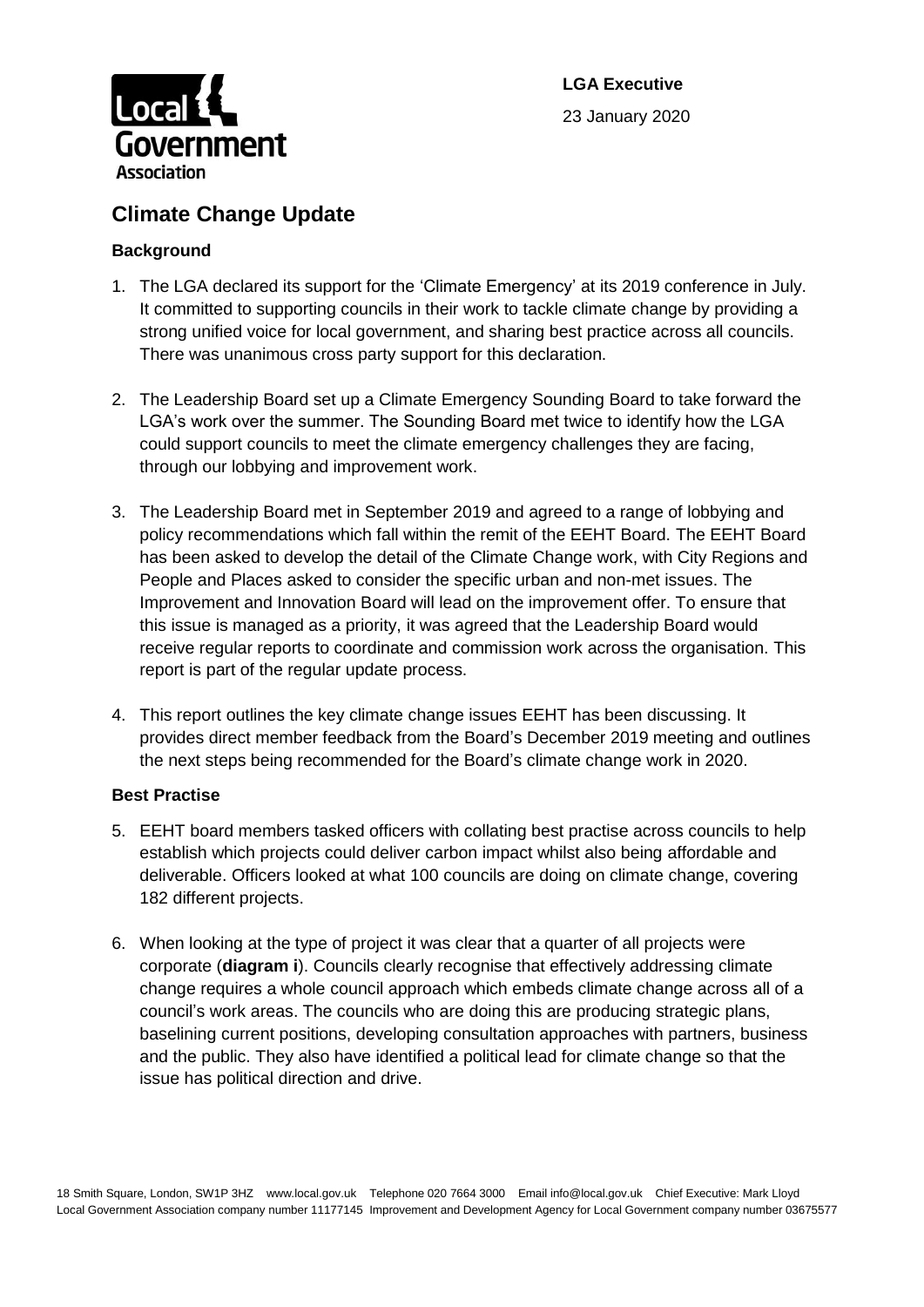**LGA Executive**

23 January 2020

# Climate Change Update

### Background

1. The LGA declared its support for the 'Climate Emergency' at its 2019 conference in July. It committed to supporting councils in their work to tackle climate change by providing a strong unified voice for local government, and sharing best practice across all councils. There was unanimous cross party support for this declaration.

2. The Leadership Board set up a Climate Emergency Sounding Board to take forward the LGA's work over the summer. The Sounding Board met twice to identify how the LGA could support councils to meet the climate emergency challenges they are facing, through our lobbying and improvement work.

3. The Leadership Board met in September 2019 and agreed to a range of lobbying and policy recommendations which fall within the remit of the EEHT Board. The EEHT Board has been asked to develop the detail of the Climate Change work, with City Regions and People and Places asked to consider the specific urban and non-met issues. The Improvement and Innovation Board will lead on the improvement offer. To ensure that this issue is managed as a priority, it was agreed that the Leadership Board would receive regular reports to coordinate and commission work across the organisation. This report is part of the regular update process.

4. This report outlines the key climate change issues EEHT has been discussing. It provides direct member feedback from the Board's December 2019 meeting and outlines the next steps being recommended for the Board's climate change work in 2020.

### Best Practise

5. EEHT board members tasked officers with collating best practise across councils to help establish which projects could deliver carbon impact whilst also being affordable and deliverable. Officers looked at what 100 councils are doing on climate change, covering 182 different projects.

6. When looking at the type of project it was clear that a quarter of all projects were corporate (**diagram i**). Councils clearly recognise that effectively addressing climate change requires a whole council approach which embeds climate change across all of a council's work areas. The councils who are doing this are producing strategic plans, baselining current positions, developing consultation approaches with partners, business and the public. They also have identified a political lead for climate change so that the issue has political direction and drive.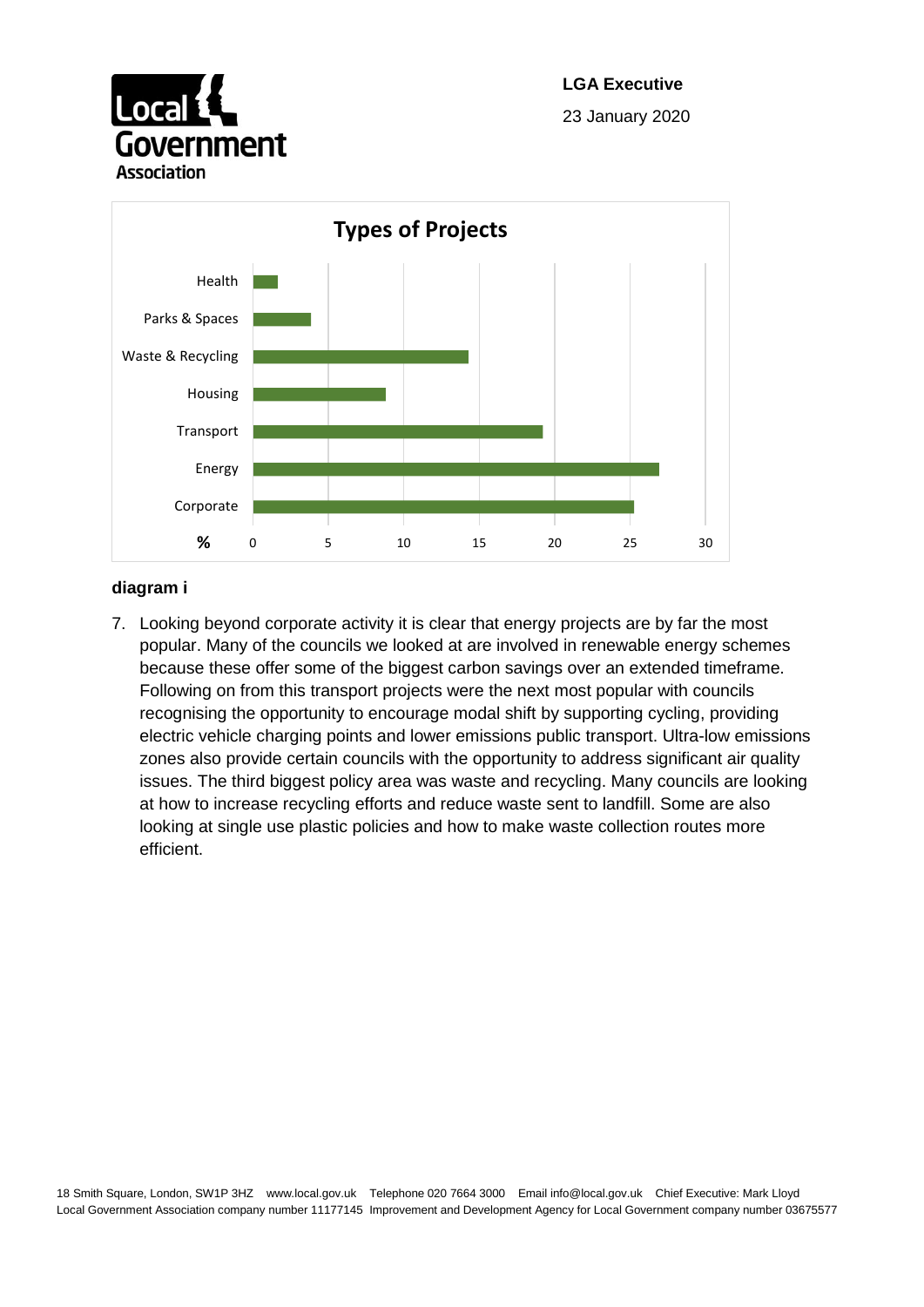**Types of Projects**

| Type | % (approx.) |
|---|---|
| Health | 1.7 |
| Parks & Spaces | 3.9 |
| Waste & Recycling | 14.3 |
| Housing | 8.8 |
| Transport | 19.2 |
| Energy | 26.9 |
| Corporate | 25.3 |

**diagram i**

7. Looking beyond corporate activity it is clear that energy projects are by far the most popular. Many of the councils we looked at are involved in renewable energy schemes because these offer some of the biggest carbon savings over an extended timeframe. Following on from this transport projects were the next most popular with councils recognising the opportunity to encourage modal shift by supporting cycling, providing electric vehicle charging points and lower emissions public transport. Ultra-low emissions zones also provide certain councils with the opportunity to address significant air quality issues. The third biggest policy area was waste and recycling. Many councils are looking at how to increase recycling efforts and reduce waste sent to landfill. Some are also looking at single use plastic policies and how to make waste collection routes more efficient.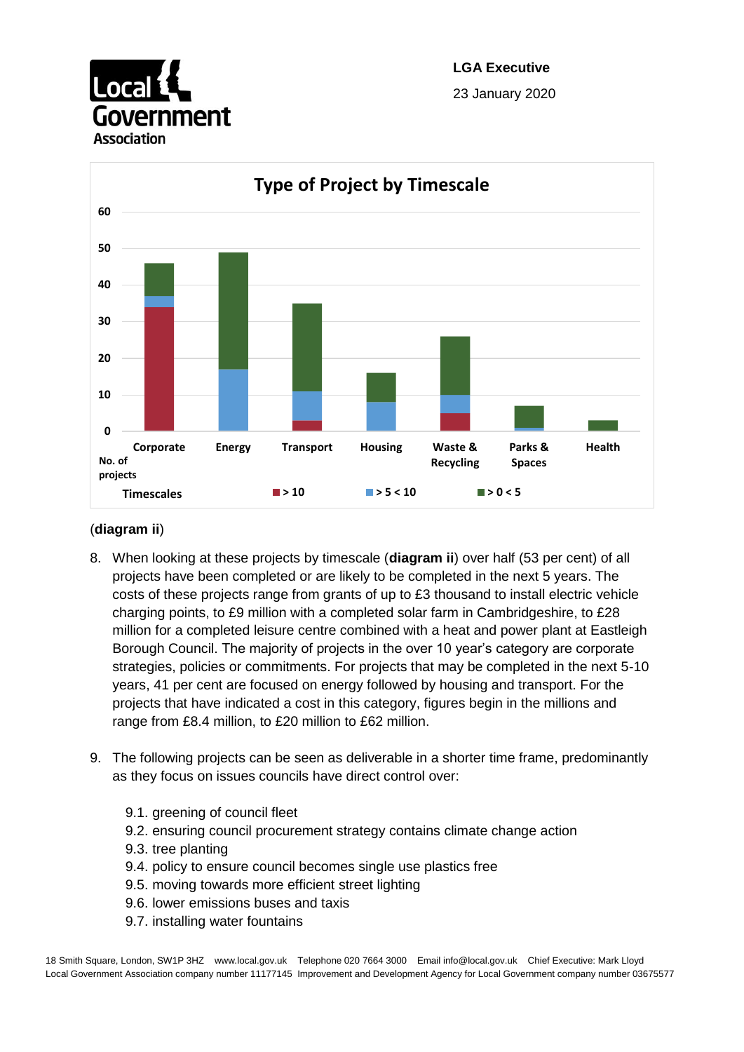**LGA Executive**

23 January 2020

**Type of Project by Timescale**

(**diagram ii**)

8. When looking at these projects by timescale (**diagram ii**) over half (53 per cent) of all projects have been completed or are likely to be completed in the next 5 years. The costs of these projects range from grants of up to £3 thousand to install electric vehicle charging points, to £9 million with a completed solar farm in Cambridgeshire, to £28 million for a completed leisure centre combined with a heat and power plant at Eastleigh Borough Council. The majority of projects in the over 10 year's category are corporate strategies, policies or commitments. For projects that may be completed in the next 5-10 years, 41 per cent are focused on energy followed by housing and transport. For the projects that have indicated a cost in this category, figures begin in the millions and range from £8.4 million, to £20 million to £62 million.

9. The following projects can be seen as deliverable in a shorter time frame, predominantly as they focus on issues councils have direct control over:

   9.1. greening of council fleet
   9.2. ensuring council procurement strategy contains climate change action
   9.3. tree planting
   9.4. policy to ensure council becomes single use plastics free
   9.5. moving towards more efficient street lighting
   9.6. lower emissions buses and taxis
   9.7. installing water fountains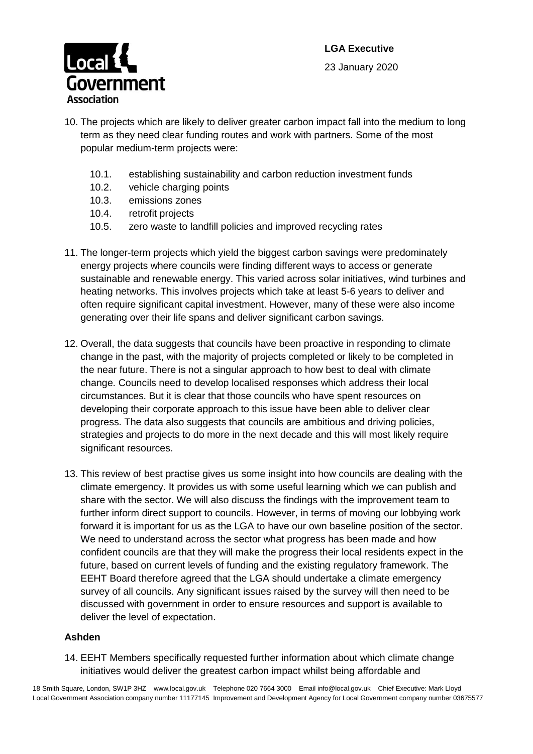10. The projects which are likely to deliver greater carbon impact fall into the medium to long term as they need clear funding routes and work with partners. Some of the most popular medium-term projects were:

    10.1. establishing sustainability and carbon reduction investment funds
    10.2. vehicle charging points
    10.3. emissions zones
    10.4. retrofit projects
    10.5. zero waste to landfill policies and improved recycling rates

11. The longer-term projects which yield the biggest carbon savings were predominately energy projects where councils were finding different ways to access or generate sustainable and renewable energy. This varied across solar initiatives, wind turbines and heating networks. This involves projects which take at least 5-6 years to deliver and often require significant capital investment. However, many of these were also income generating over their life spans and deliver significant carbon savings.

12. Overall, the data suggests that councils have been proactive in responding to climate change in the past, with the majority of projects completed or likely to be completed in the near future. There is not a singular approach to how best to deal with climate change. Councils need to develop localised responses which address their local circumstances. But it is clear that those councils who have spent resources on developing their corporate approach to this issue have been able to deliver clear progress. The data also suggests that councils are ambitious and driving policies, strategies and projects to do more in the next decade and this will most likely require significant resources.

13. This review of best practise gives us some insight into how councils are dealing with the climate emergency. It provides us with some useful learning which we can publish and share with the sector. We will also discuss the findings with the improvement team to further inform direct support to councils. However, in terms of moving our lobbying work forward it is important for us as the LGA to have our own baseline position of the sector. We need to understand across the sector what progress has been made and how confident councils are that they will make the progress their local residents expect in the future, based on current levels of funding and the existing regulatory framework. The EEHT Board therefore agreed that the LGA should undertake a climate emergency survey of all councils. Any significant issues raised by the survey will then need to be discussed with government in order to ensure resources and support is available to deliver the level of expectation.

**Ashden**

14. EEHT Members specifically requested further information about which climate change initiatives would deliver the greatest carbon impact whilst being affordable and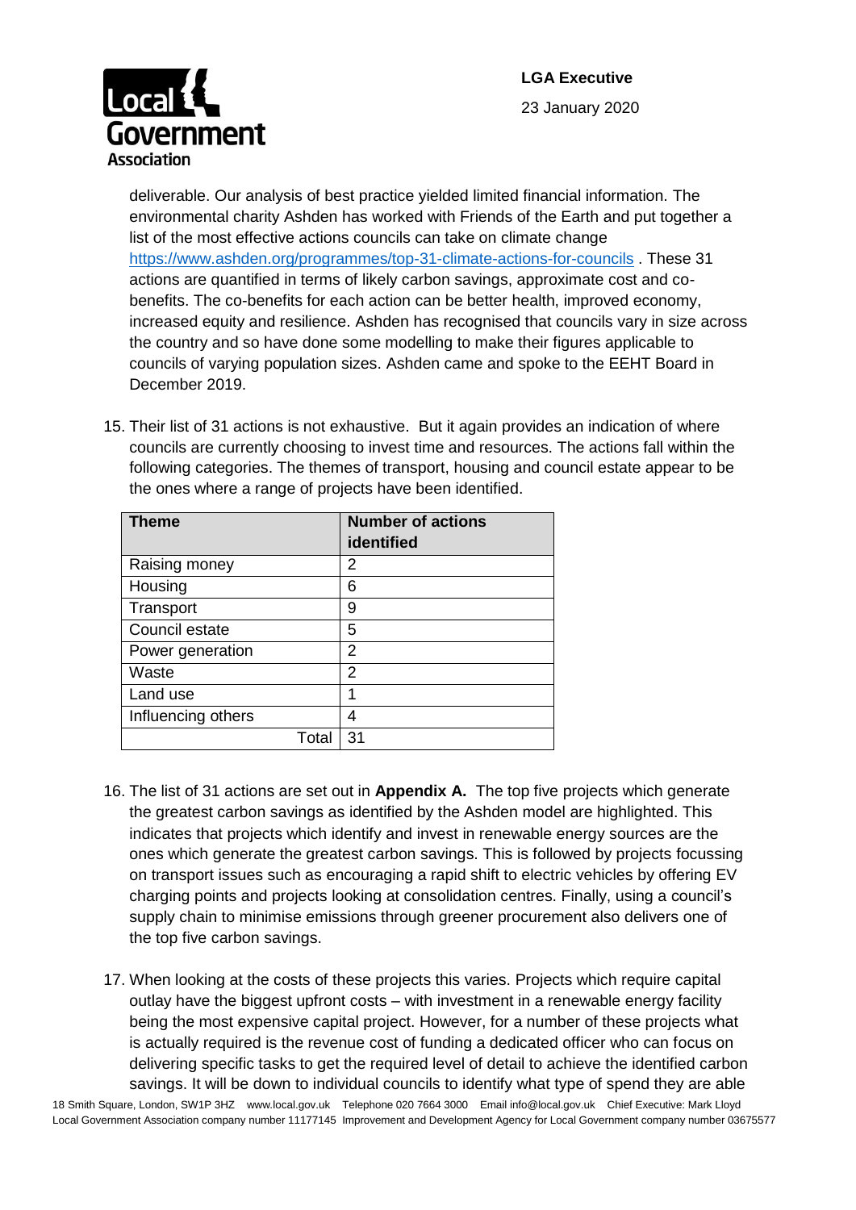deliverable. Our analysis of best practice yielded limited financial information. The environmental charity Ashden has worked with Friends of the Earth and put together a list of the most effective actions councils can take on climate change https://www.ashden.org/programmes/top-31-climate-actions-for-councils . These 31 actions are quantified in terms of likely carbon savings, approximate cost and co-benefits. The co-benefits for each action can be better health, improved economy, increased equity and resilience. Ashden has recognised that councils vary in size across the country and so have done some modelling to make their figures applicable to councils of varying population sizes. Ashden came and spoke to the EEHT Board in December 2019.

15. Their list of 31 actions is not exhaustive. But it again provides an indication of where councils are currently choosing to invest time and resources. The actions fall within the following categories. The themes of transport, housing and council estate appear to be the ones where a range of projects have been identified.

| Theme | Number of actions identified |
|---|---|
| Raising money | 2 |
| Housing | 6 |
| Transport | 9 |
| Council estate | 5 |
| Power generation | 2 |
| Waste | 2 |
| Land use | 1 |
| Influencing others | 4 |
| Total | 31 |

16. The list of 31 actions are set out in **Appendix A.** The top five projects which generate the greatest carbon savings as identified by the Ashden model are highlighted. This indicates that projects which identify and invest in renewable energy sources are the ones which generate the greatest carbon savings. This is followed by projects focussing on transport issues such as encouraging a rapid shift to electric vehicles by offering EV charging points and projects looking at consolidation centres. Finally, using a council's supply chain to minimise emissions through greener procurement also delivers one of the top five carbon savings.

17. When looking at the costs of these projects this varies. Projects which require capital outlay have the biggest upfront costs – with investment in a renewable energy facility being the most expensive capital project. However, for a number of these projects what is actually required is the revenue cost of funding a dedicated officer who can focus on delivering specific tasks to get the required level of detail to achieve the identified carbon savings. It will be down to individual councils to identify what type of spend they are able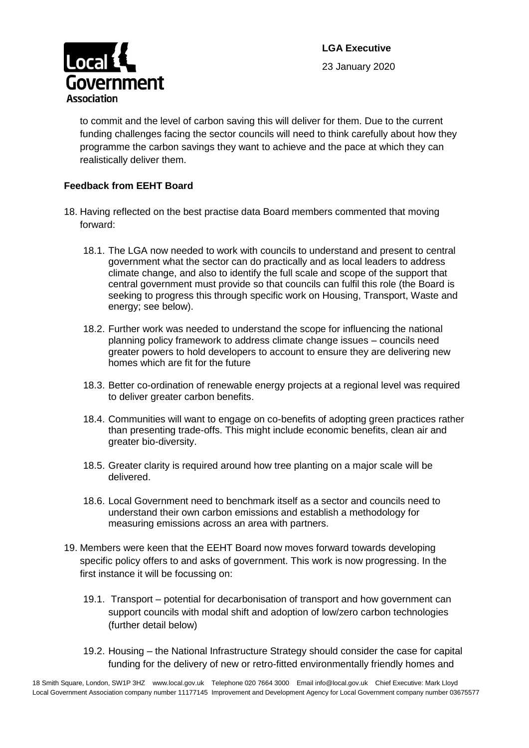to commit and the level of carbon saving this will deliver for them. Due to the current funding challenges facing the sector councils will need to think carefully about how they programme the carbon savings they want to achieve and the pace at which they can realistically deliver them.

**Feedback from EEHT Board**

18. Having reflected on the best practise data Board members commented that moving forward:

    18.1. The LGA now needed to work with councils to understand and present to central government what the sector can do practically and as local leaders to address climate change, and also to identify the full scale and scope of the support that central government must provide so that councils can fulfil this role (the Board is seeking to progress this through specific work on Housing, Transport, Waste and energy; see below).

    18.2. Further work was needed to understand the scope for influencing the national planning policy framework to address climate change issues – councils need greater powers to hold developers to account to ensure they are delivering new homes which are fit for the future

    18.3. Better co-ordination of renewable energy projects at a regional level was required to deliver greater carbon benefits.

    18.4. Communities will want to engage on co-benefits of adopting green practices rather than presenting trade-offs. This might include economic benefits, clean air and greater bio-diversity.

    18.5. Greater clarity is required around how tree planting on a major scale will be delivered.

    18.6. Local Government need to benchmark itself as a sector and councils need to understand their own carbon emissions and establish a methodology for measuring emissions across an area with partners.

19. Members were keen that the EEHT Board now moves forward towards developing specific policy offers to and asks of government. This work is now progressing. In the first instance it will be focussing on:

    19.1. Transport – potential for decarbonisation of transport and how government can support councils with modal shift and adoption of low/zero carbon technologies (further detail below)

    19.2. Housing – the National Infrastructure Strategy should consider the case for capital funding for the delivery of new or retro-fitted environmentally friendly homes and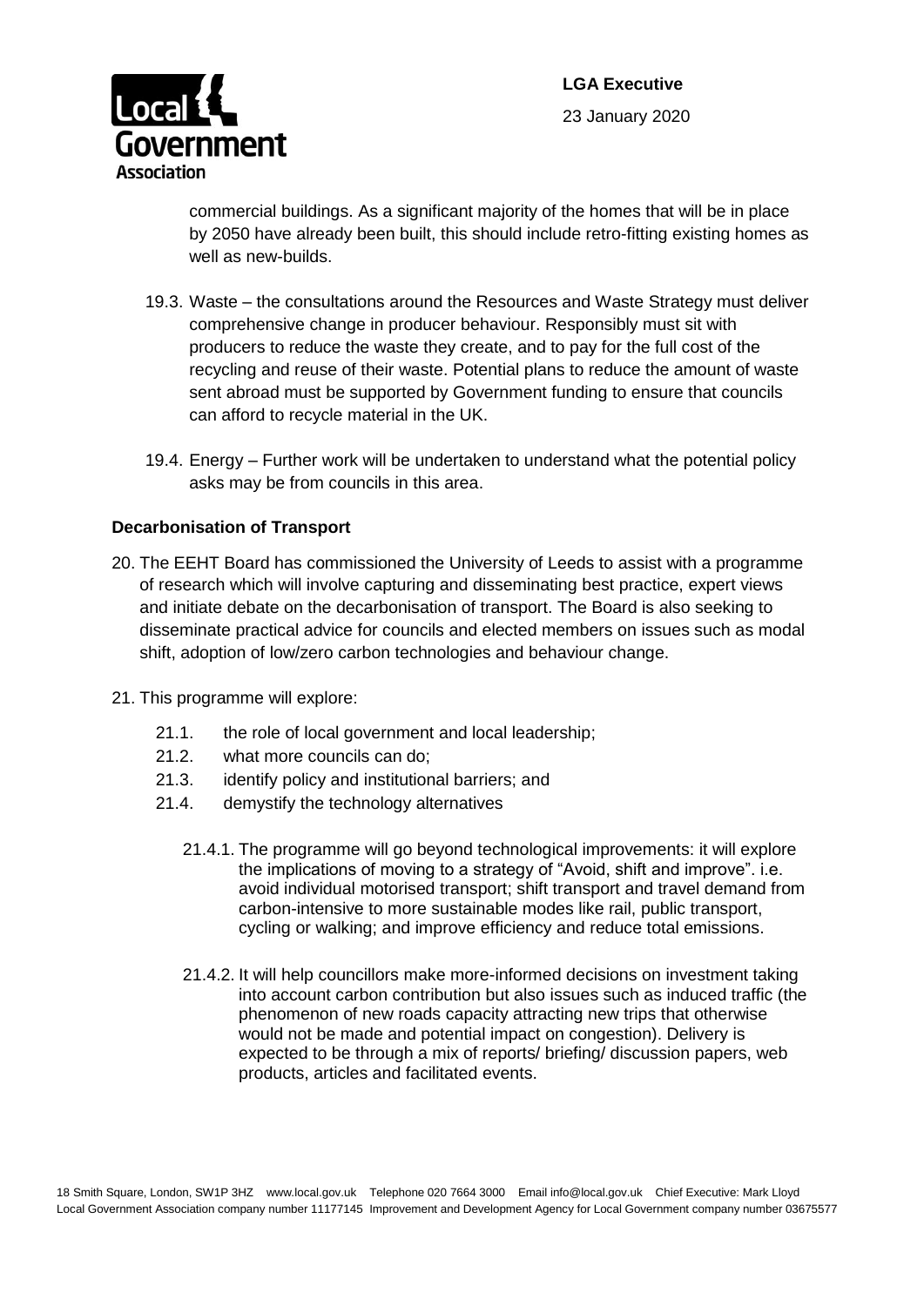commercial buildings. As a significant majority of the homes that will be in place by 2050 have already been built, this should include retro-fitting existing homes as well as new-builds.

19.3. Waste – the consultations around the Resources and Waste Strategy must deliver comprehensive change in producer behaviour. Responsibly must sit with producers to reduce the waste they create, and to pay for the full cost of the recycling and reuse of their waste. Potential plans to reduce the amount of waste sent abroad must be supported by Government funding to ensure that councils can afford to recycle material in the UK.

19.4. Energy – Further work will be undertaken to understand what the potential policy asks may be from councils in this area.

**Decarbonisation of Transport**

20. The EEHT Board has commissioned the University of Leeds to assist with a programme of research which will involve capturing and disseminating best practice, expert views and initiate debate on the decarbonisation of transport. The Board is also seeking to disseminate practical advice for councils and elected members on issues such as modal shift, adoption of low/zero carbon technologies and behaviour change.

21. This programme will explore:

    21.1. the role of local government and local leadership;

    21.2. what more councils can do;

    21.3. identify policy and institutional barriers; and

    21.4. demystify the technology alternatives

        21.4.1. The programme will go beyond technological improvements: it will explore the implications of moving to a strategy of "Avoid, shift and improve". i.e. avoid individual motorised transport; shift transport and travel demand from carbon-intensive to more sustainable modes like rail, public transport, cycling or walking; and improve efficiency and reduce total emissions.

        21.4.2. It will help councillors make more-informed decisions on investment taking into account carbon contribution but also issues such as induced traffic (the phenomenon of new roads capacity attracting new trips that otherwise would not be made and potential impact on congestion). Delivery is expected to be through a mix of reports/ briefing/ discussion papers, web products, articles and facilitated events.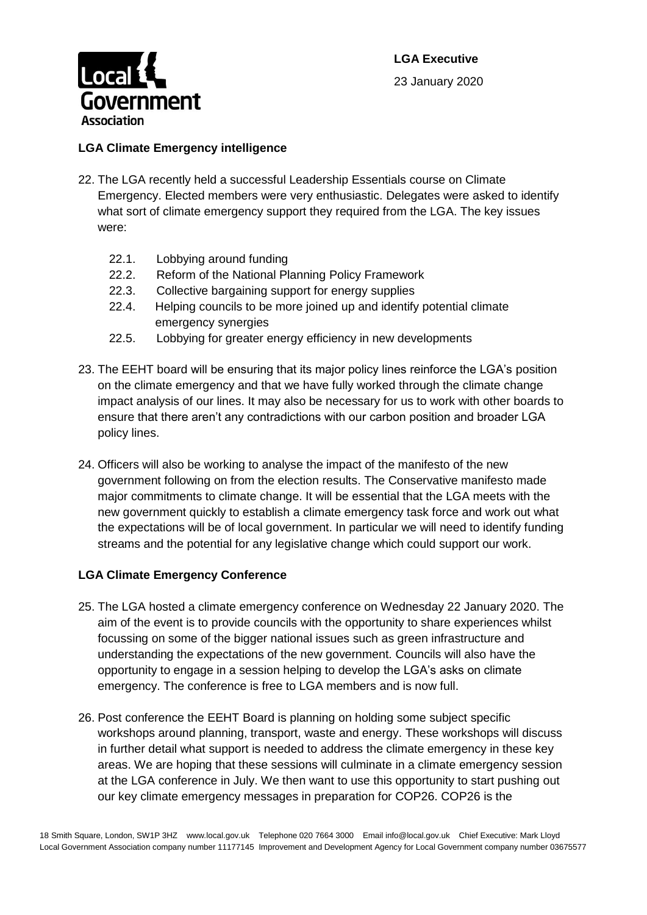## LGA Climate Emergency intelligence

22. The LGA recently held a successful Leadership Essentials course on Climate Emergency. Elected members were very enthusiastic. Delegates were asked to identify what sort of climate emergency support they required from the LGA. The key issues were:
    - 22.1. Lobbying around funding
    - 22.2. Reform of the National Planning Policy Framework
    - 22.3. Collective bargaining support for energy supplies
    - 22.4. Helping councils to be more joined up and identify potential climate emergency synergies
    - 22.5. Lobbying for greater energy efficiency in new developments

23. The EEHT board will be ensuring that its major policy lines reinforce the LGA's position on the climate emergency and that we have fully worked through the climate change impact analysis of our lines. It may also be necessary for us to work with other boards to ensure that there aren't any contradictions with our carbon position and broader LGA policy lines.

24. Officers will also be working to analyse the impact of the manifesto of the new government following on from the election results. The Conservative manifesto made major commitments to climate change. It will be essential that the LGA meets with the new government quickly to establish a climate emergency task force and work out what the expectations will be of local government. In particular we will need to identify funding streams and the potential for any legislative change which could support our work.

## LGA Climate Emergency Conference

25. The LGA hosted a climate emergency conference on Wednesday 22 January 2020. The aim of the event is to provide councils with the opportunity to share experiences whilst focussing on some of the bigger national issues such as green infrastructure and understanding the expectations of the new government. Councils will also have the opportunity to engage in a session helping to develop the LGA's asks on climate emergency. The conference is free to LGA members and is now full.

26. Post conference the EEHT Board is planning on holding some subject specific workshops around planning, transport, waste and energy. These workshops will discuss in further detail what support is needed to address the climate emergency in these key areas. We are hoping that these sessions will culminate in a climate emergency session at the LGA conference in July. We then want to use this opportunity to start pushing out our key climate emergency messages in preparation for COP26. COP26 is the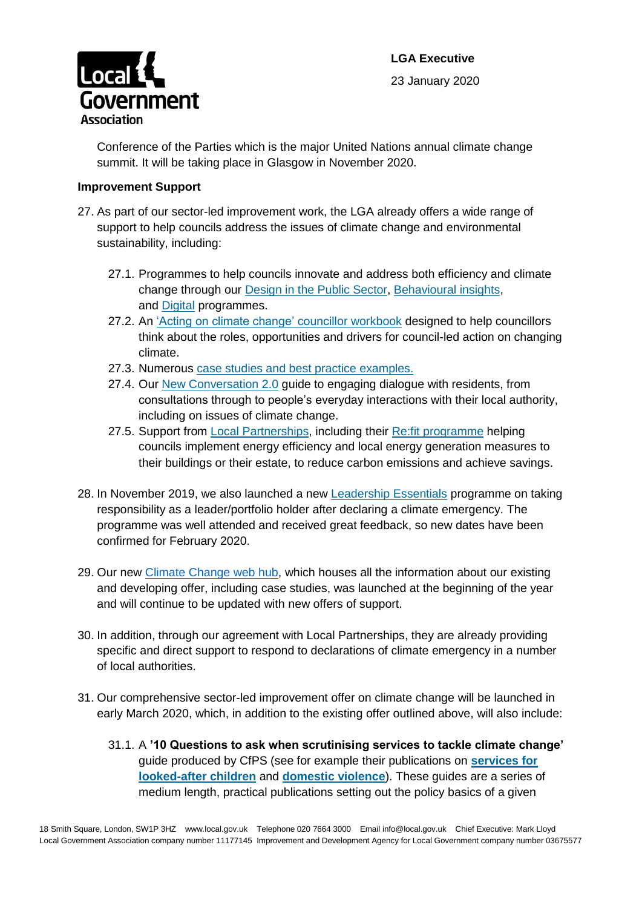Conference of the Parties which is the major United Nations annual climate change summit. It will be taking place in Glasgow in November 2020.

**Improvement Support**

27. As part of our sector-led improvement work, the LGA already offers a wide range of support to help councils address the issues of climate change and environmental sustainability, including:

    27.1. Programmes to help councils innovate and address both efficiency and climate change through our Design in the Public Sector, Behavioural insights, and Digital programmes.

    27.2. An 'Acting on climate change' councillor workbook designed to help councillors think about the roles, opportunities and drivers for council-led action on changing climate.

    27.3. Numerous case studies and best practice examples.

    27.4. Our New Conversation 2.0 guide to engaging dialogue with residents, from consultations through to people's everyday interactions with their local authority, including on issues of climate change.

    27.5. Support from Local Partnerships, including their Re:fit programme helping councils implement energy efficiency and local energy generation measures to their buildings or their estate, to reduce carbon emissions and achieve savings.

28. In November 2019, we also launched a new Leadership Essentials programme on taking responsibility as a leader/portfolio holder after declaring a climate emergency. The programme was well attended and received great feedback, so new dates have been confirmed for February 2020.

29. Our new Climate Change web hub, which houses all the information about our existing and developing offer, including case studies, was launched at the beginning of the year and will continue to be updated with new offers of support.

30. In addition, through our agreement with Local Partnerships, they are already providing specific and direct support to respond to declarations of climate emergency in a number of local authorities.

31. Our comprehensive sector-led improvement offer on climate change will be launched in early March 2020, which, in addition to the existing offer outlined above, will also include:

    31.1. A **'10 Questions to ask when scrutinising services to tackle climate change'** guide produced by CfPS (see for example their publications on **services for looked-after children** and **domestic violence**). These guides are a series of medium length, practical publications setting out the policy basics of a given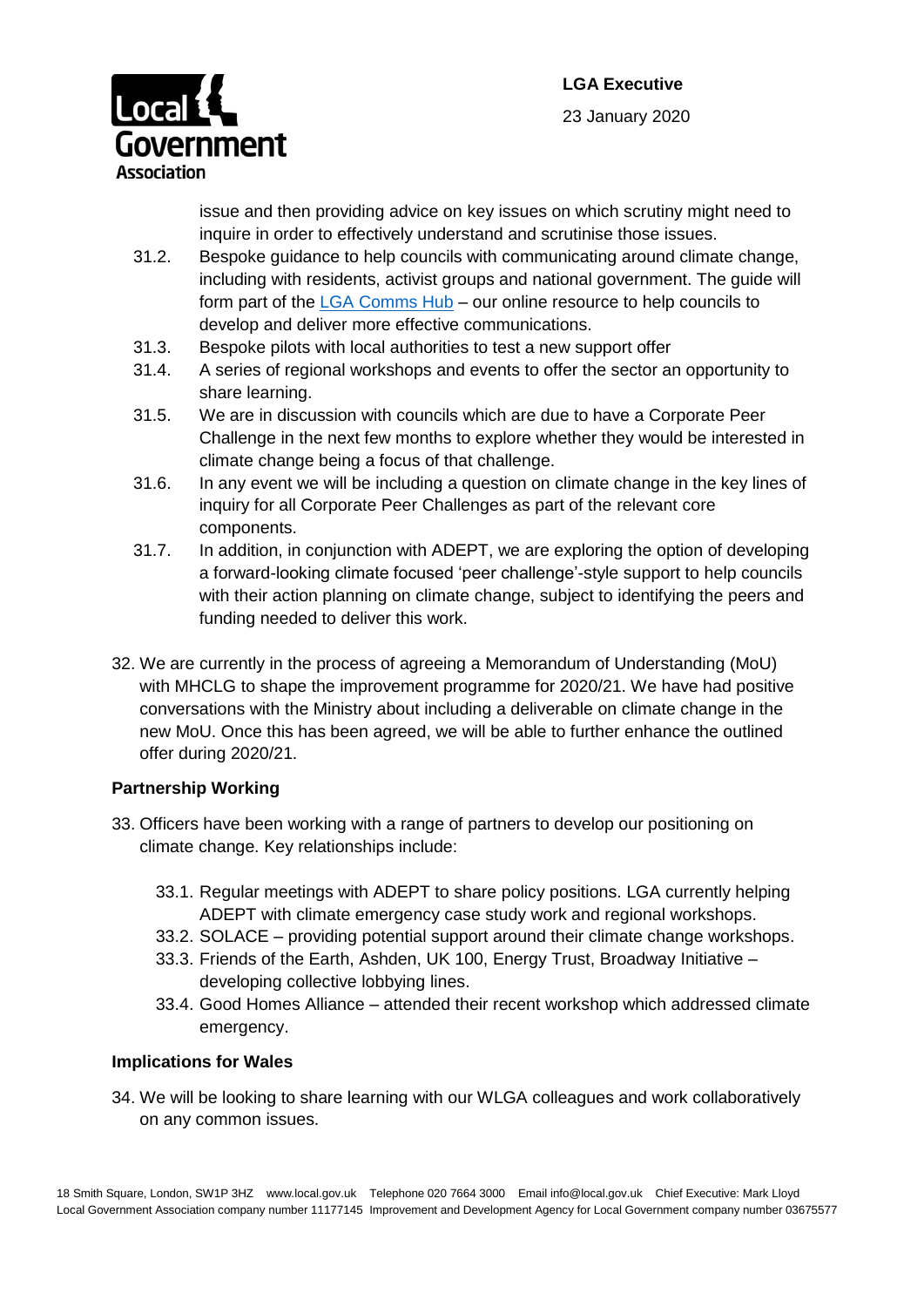issue and then providing advice on key issues on which scrutiny might need to inquire in order to effectively understand and scrutinise those issues.

31.2. Bespoke guidance to help councils with communicating around climate change, including with residents, activist groups and national government. The guide will form part of the [LGA Comms Hub](#) – our online resource to help councils to develop and deliver more effective communications.

31.3. Bespoke pilots with local authorities to test a new support offer

31.4. A series of regional workshops and events to offer the sector an opportunity to share learning.

31.5. We are in discussion with councils which are due to have a Corporate Peer Challenge in the next few months to explore whether they would be interested in climate change being a focus of that challenge.

31.6. In any event we will be including a question on climate change in the key lines of inquiry for all Corporate Peer Challenges as part of the relevant core components.

31.7. In addition, in conjunction with ADEPT, we are exploring the option of developing a forward-looking climate focused 'peer challenge'-style support to help councils with their action planning on climate change, subject to identifying the peers and funding needed to deliver this work.

32. We are currently in the process of agreeing a Memorandum of Understanding (MoU) with MHCLG to shape the improvement programme for 2020/21. We have had positive conversations with the Ministry about including a deliverable on climate change in the new MoU. Once this has been agreed, we will be able to further enhance the outlined offer during 2020/21.

**Partnership Working**

33. Officers have been working with a range of partners to develop our positioning on climate change. Key relationships include:

    33.1. Regular meetings with ADEPT to share policy positions. LGA currently helping ADEPT with climate emergency case study work and regional workshops.

    33.2. SOLACE – providing potential support around their climate change workshops.

    33.3. Friends of the Earth, Ashden, UK 100, Energy Trust, Broadway Initiative – developing collective lobbying lines.

    33.4. Good Homes Alliance – attended their recent workshop which addressed climate emergency.

**Implications for Wales**

34. We will be looking to share learning with our WLGA colleagues and work collaboratively on any common issues.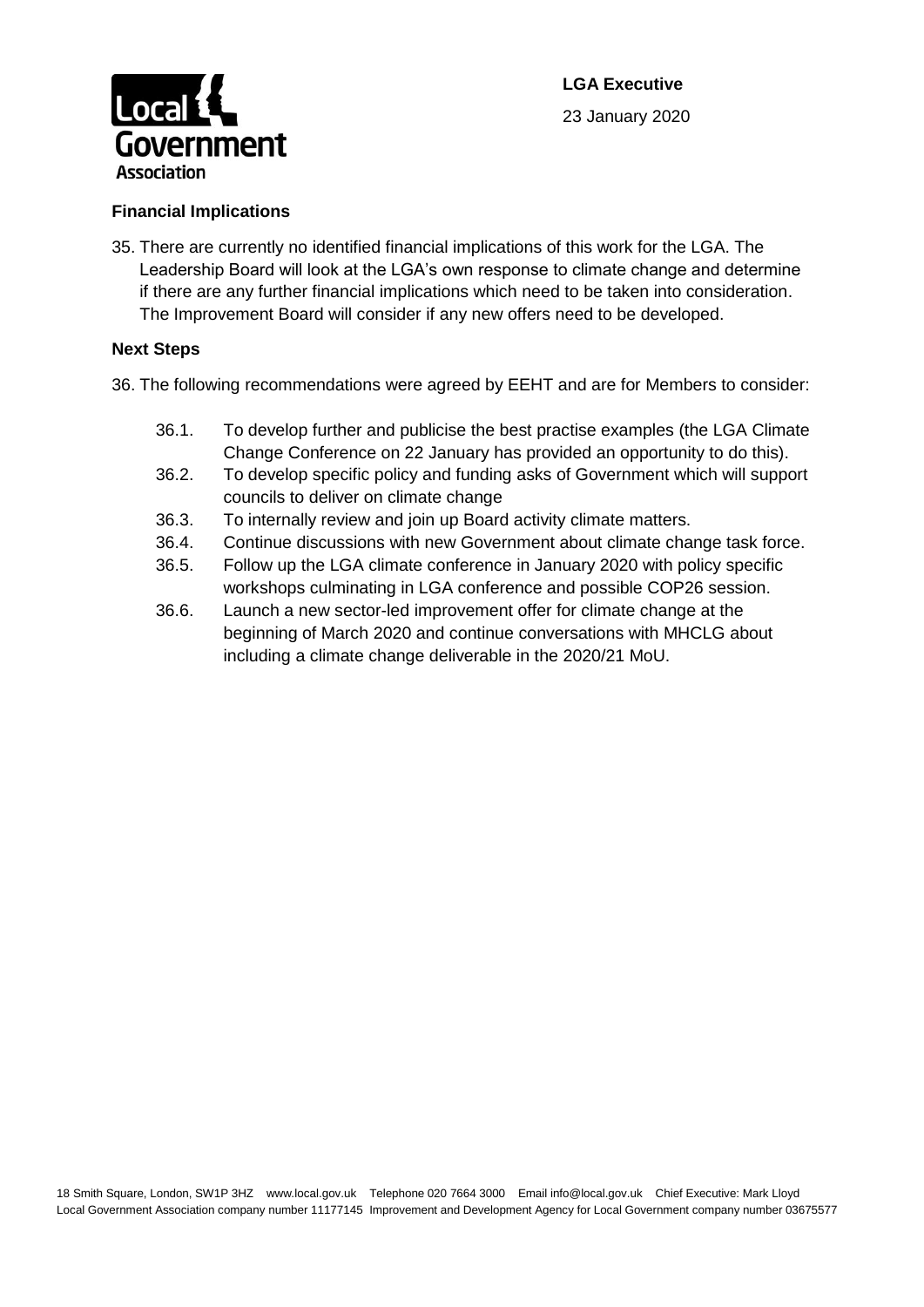### Financial Implications

35. There are currently no identified financial implications of this work for the LGA. The Leadership Board will look at the LGA's own response to climate change and determine if there are any further financial implications which need to be taken into consideration. The Improvement Board will consider if any new offers need to be developed.

### Next Steps

36. The following recommendations were agreed by EEHT and are for Members to consider:

    36.1. To develop further and publicise the best practise examples (the LGA Climate Change Conference on 22 January has provided an opportunity to do this).

    36.2. To develop specific policy and funding asks of Government which will support councils to deliver on climate change

    36.3. To internally review and join up Board activity climate matters.

    36.4. Continue discussions with new Government about climate change task force.

    36.5. Follow up the LGA climate conference in January 2020 with policy specific workshops culminating in LGA conference and possible COP26 session.

    36.6. Launch a new sector-led improvement offer for climate change at the beginning of March 2020 and continue conversations with MHCLG about including a climate change deliverable in the 2020/21 MoU.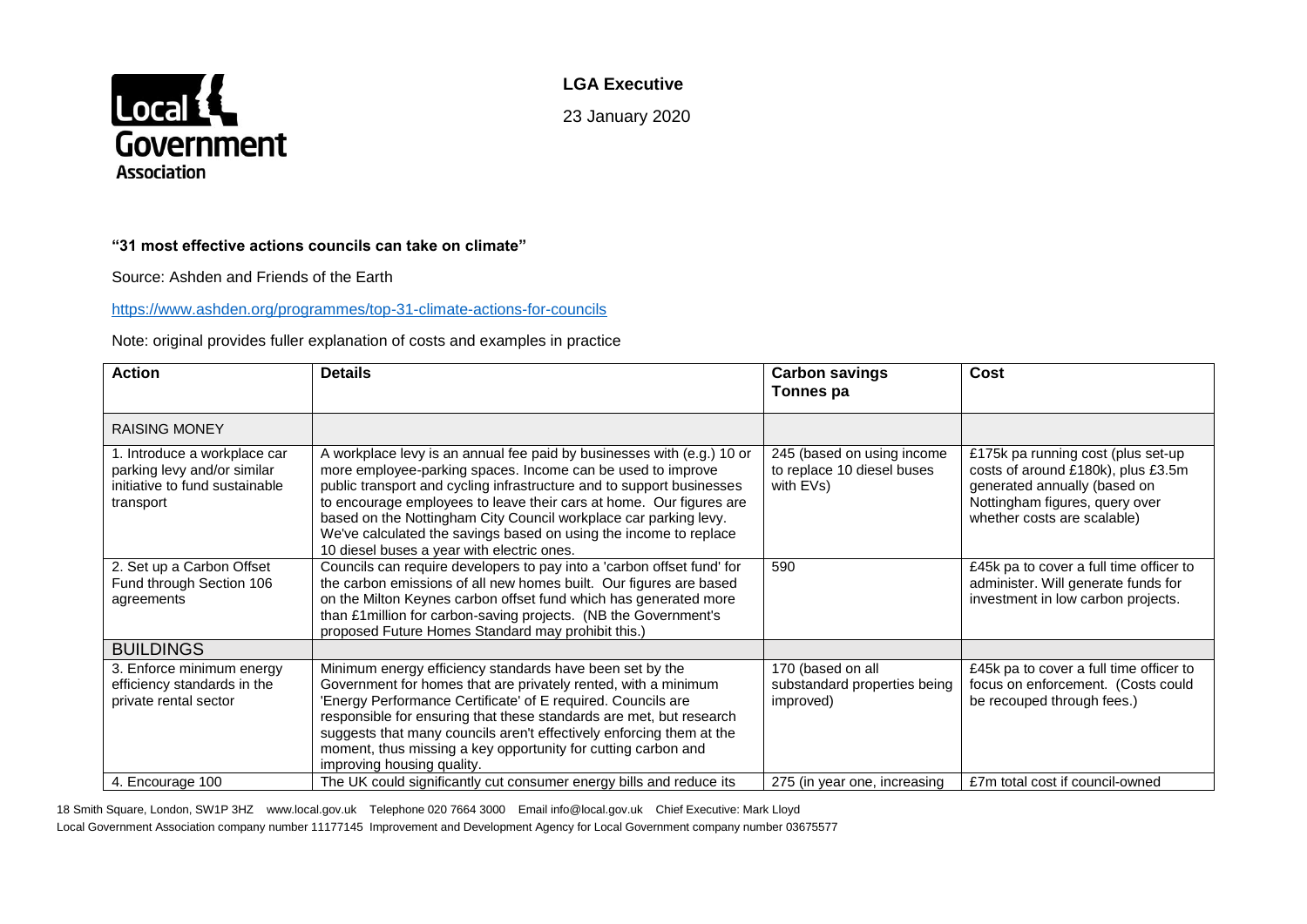**LGA Executive**

23 January 2020

**"31 most effective actions councils can take on climate"**

Source: Ashden and Friends of the Earth

https://www.ashden.org/programmes/top-31-climate-actions-for-councils

Note: original provides fuller explanation of costs and examples in practice

| Action | Details | Carbon savings Tonnes pa | Cost |
|---|---|---|---|
| RAISING MONEY | | | |
| 1. Introduce a workplace car parking levy and/or similar initiative to fund sustainable transport | A workplace levy is an annual fee paid by businesses with (e.g.) 10 or more employee-parking spaces. Income can be used to improve public transport and cycling infrastructure and to support businesses to encourage employees to leave their cars at home. Our figures are based on the Nottingham City Council workplace car parking levy. We've calculated the savings based on using the income to replace 10 diesel buses a year with electric ones. | 245 (based on using income to replace 10 diesel buses with EVs) | £175k pa running cost (plus set-up costs of around £180k), plus £3.5m generated annually (based on Nottingham figures, query over whether costs are scalable) |
| 2. Set up a Carbon Offset Fund through Section 106 agreements | Councils can require developers to pay into a 'carbon offset fund' for the carbon emissions of all new homes built. Our figures are based on the Milton Keynes carbon offset fund which has generated more than £1million for carbon-saving projects. (NB the Government's proposed Future Homes Standard may prohibit this.) | 590 | £45k pa to cover a full time officer to administer. Will generate funds for investment in low carbon projects. |
| BUILDINGS | | | |
| 3. Enforce minimum energy efficiency standards in the private rental sector | Minimum energy efficiency standards have been set by the Government for homes that are privately rented, with a minimum 'Energy Performance Certificate' of E required. Councils are responsible for ensuring that these standards are met, but research suggests that many councils aren't effectively enforcing them at the moment, thus missing a key opportunity for cutting carbon and improving housing quality. | 170 (based on all substandard properties being improved) | £45k pa to cover a full time officer to focus on enforcement. (Costs could be recouped through fees.) |
| 4. Encourage 100 | The UK could significantly cut consumer energy bills and reduce its | 275 (in year one, increasing | £7m total cost if council-owned |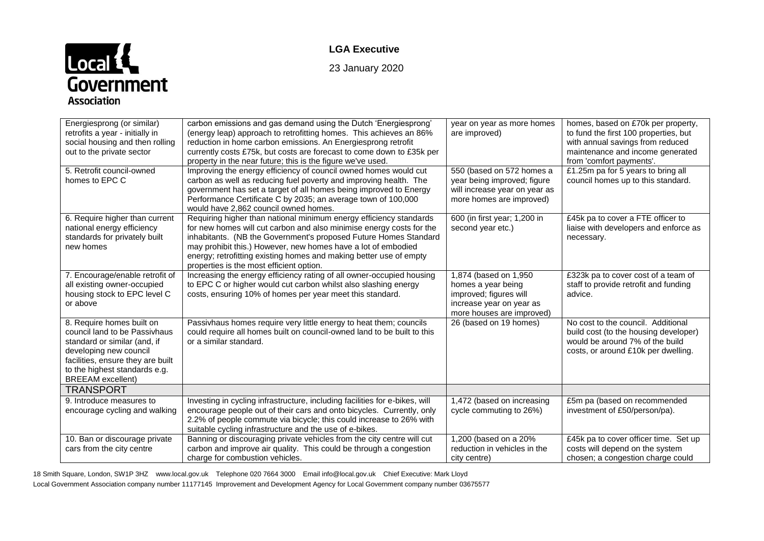| Energiesprong (or similar) retrofits a year - initially in social housing and then rolling out to the private sector | carbon emissions and gas demand using the Dutch 'Energiesprong' (energy leap) approach to retrofitting homes. This achieves an 86% reduction in home carbon emissions. An Energiesprong retrofit currently costs £75k, but costs are forecast to come down to £35k per property in the near future; this is the figure we've used. | year on year as more homes are improved) | homes, based on £70k per property, to fund the first 100 properties, but with annual savings from reduced maintenance and income generated from 'comfort payments'. |
|---|---|---|---|
| 5. Retrofit council-owned homes to EPC C | Improving the energy efficiency of council owned homes would cut carbon as well as reducing fuel poverty and improving health. The government has set a target of all homes being improved to Energy Performance Certificate C by 2035; an average town of 100,000 would have 2,862 council owned homes. | 550 (based on 572 homes a year being improved; figure will increase year on year as more homes are improved) | £1.25m pa for 5 years to bring all council homes up to this standard. |
| 6. Require higher than current national energy efficiency standards for privately built new homes | Requiring higher than national minimum energy efficiency standards for new homes will cut carbon and also minimise energy costs for the inhabitants. (NB the Government's proposed Future Homes Standard may prohibit this.) However, new homes have a lot of embodied energy; retrofitting existing homes and making better use of empty properties is the most efficient option. | 600 (in first year; 1,200 in second year etc.) | £45k pa to cover a FTE officer to liaise with developers and enforce as necessary. |
| 7. Encourage/enable retrofit of all existing owner-occupied housing stock to EPC level C or above | Increasing the energy efficiency rating of all owner-occupied housing to EPC C or higher would cut carbon whilst also slashing energy costs, ensuring 10% of homes per year meet this standard. | 1,874 (based on 1,950 homes a year being improved; figures will increase year on year as more houses are improved) | £323k pa to cover cost of a team of staff to provide retrofit and funding advice. |
| 8. Require homes built on council land to be Passivhaus standard or similar (and, if developing new council facilities, ensure they are built to the highest standards e.g. BREEAM excellent) | Passivhaus homes require very little energy to heat them; councils could require all homes built on council-owned land to be built to this or a similar standard. | 26 (based on 19 homes) | No cost to the council. Additional build cost (to the housing developer) would be around 7% of the build costs, or around £10k per dwelling. |
| TRANSPORT | | | |
| 9. Introduce measures to encourage cycling and walking | Investing in cycling infrastructure, including facilities for e-bikes, will encourage people out of their cars and onto bicycles. Currently, only 2.2% of people commute via bicycle; this could increase to 26% with suitable cycling infrastructure and the use of e-bikes. | 1,472 (based on increasing cycle commuting to 26%) | £5m pa (based on recommended investment of £50/person/pa). |
| 10. Ban or discourage private cars from the city centre | Banning or discouraging private vehicles from the city centre will cut carbon and improve air quality. This could be through a congestion charge for combustion vehicles. | 1,200 (based on a 20% reduction in vehicles in the city centre) | £45k pa to cover officer time. Set up costs will depend on the system chosen; a congestion charge could |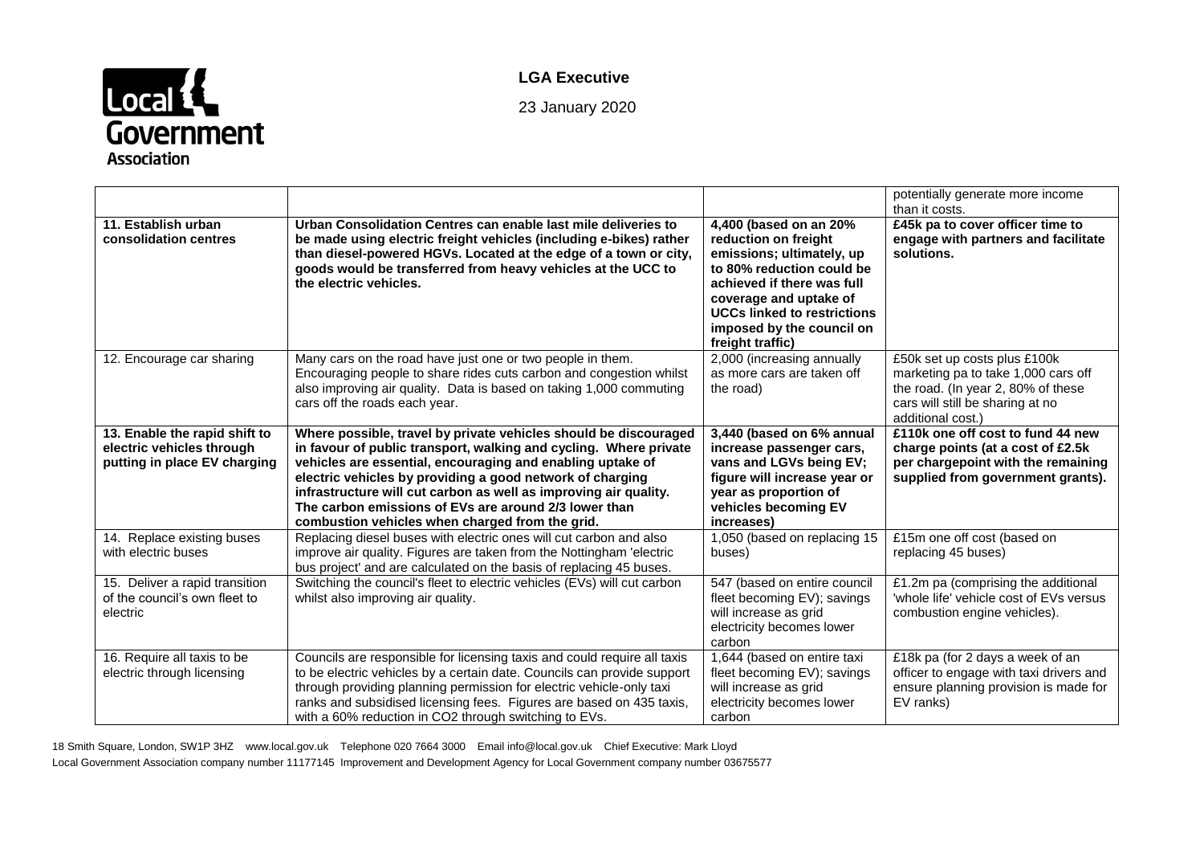**LGA Executive**

23 January 2020

| | | | |
|---|---|---|---|
| | | | potentially generate more income than it costs. |
| **11. Establish urban consolidation centres** | **Urban Consolidation Centres can enable last mile deliveries to be made using electric freight vehicles (including e-bikes) rather than diesel-powered HGVs. Located at the edge of a town or city, goods would be transferred from heavy vehicles at the UCC to the electric vehicles.** | **4,400 (based on an 20% reduction on freight emissions; ultimately, up to 80% reduction could be achieved if there was full coverage and uptake of UCCs linked to restrictions imposed by the council on freight traffic)** | **£45k pa to cover officer time to engage with partners and facilitate solutions.** |
| 12. Encourage car sharing | Many cars on the road have just one or two people in them. Encouraging people to share rides cuts carbon and congestion whilst also improving air quality. Data is based on taking 1,000 commuting cars off the roads each year. | 2,000 (increasing annually as more cars are taken off the road) | £50k set up costs plus £100k marketing pa to take 1,000 cars off the road. (In year 2, 80% of these cars will still be sharing at no additional cost.) |
| **13. Enable the rapid shift to electric vehicles through putting in place EV charging** | **Where possible, travel by private vehicles should be discouraged in favour of public transport, walking and cycling. Where private vehicles are essential, encouraging and enabling uptake of electric vehicles by providing a good network of charging infrastructure will cut carbon as well as improving air quality. The carbon emissions of EVs are around 2/3 lower than combustion vehicles when charged from the grid.** | **3,440 (based on 6% annual increase passenger cars, vans and LGVs being EV; figure will increase year or year as proportion of vehicles becoming EV increases)** | **£110k one off cost to fund 44 new charge points (at a cost of £2.5k per chargepoint with the remaining supplied from government grants).** |
| 14. Replace existing buses with electric buses | Replacing diesel buses with electric ones will cut carbon and also improve air quality. Figures are taken from the Nottingham 'electric bus project' and are calculated on the basis of replacing 45 buses. | 1,050 (based on replacing 15 buses) | £15m one off cost (based on replacing 45 buses) |
| 15. Deliver a rapid transition of the council's own fleet to electric | Switching the council's fleet to electric vehicles (EVs) will cut carbon whilst also improving air quality. | 547 (based on entire council fleet becoming EV); savings will increase as grid electricity becomes lower carbon | £1.2m pa (comprising the additional 'whole life' vehicle cost of EVs versus combustion engine vehicles). |
| 16. Require all taxis to be electric through licensing | Councils are responsible for licensing taxis and could require all taxis to be electric vehicles by a certain date. Councils can provide support through providing planning permission for electric vehicle-only taxi ranks and subsidised licensing fees. Figures are based on 435 taxis, with a 60% reduction in $CO_2$ through switching to EVs. | 1,644 (based on entire taxi fleet becoming EV); savings will increase as grid electricity becomes lower carbon | £18k pa (for 2 days a week of an officer to engage with taxi drivers and ensure planning provision is made for EV ranks) |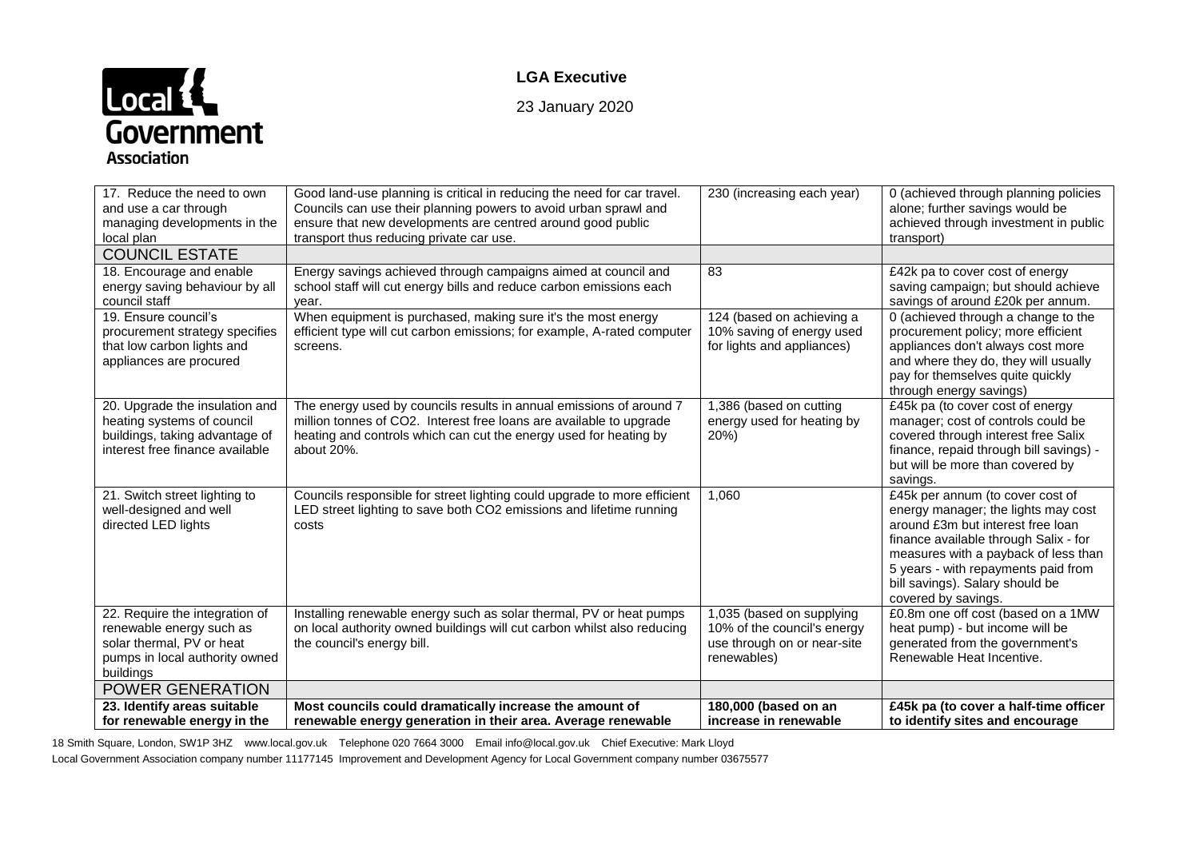| 17. Reduce the need to own and use a car through managing developments in the local plan | Good land-use planning is critical in reducing the need for car travel. Councils can use their planning powers to avoid urban sprawl and ensure that new developments are centred around good public transport thus reducing private car use. | 230 (increasing each year) | 0 (achieved through planning policies alone; further savings would be achieved through investment in public transport) |
|---|---|---|---|
| COUNCIL ESTATE | | | |
| 18. Encourage and enable energy saving behaviour by all council staff | Energy savings achieved through campaigns aimed at council and school staff will cut energy bills and reduce carbon emissions each year. | 83 | £42k pa to cover cost of energy saving campaign; but should achieve savings of around £20k per annum. |
| 19. Ensure council's procurement strategy specifies that low carbon lights and appliances are procured | When equipment is purchased, making sure it's the most energy efficient type will cut carbon emissions; for example, A-rated computer screens. | 124 (based on achieving a 10% saving of energy used for lights and appliances) | 0 (achieved through a change to the procurement policy; more efficient appliances don't always cost more and where they do, they will usually pay for themselves quite quickly through energy savings) |
| 20. Upgrade the insulation and heating systems of council buildings, taking advantage of interest free finance available | The energy used by councils results in annual emissions of around 7 million tonnes of $CO_2$. Interest free loans are available to upgrade heating and controls which can cut the energy used for heating by about 20%. | 1,386 (based on cutting energy used for heating by 20%) | £45k pa (to cover cost of energy manager; cost of controls could be covered through interest free Salix finance, repaid through bill savings) - but will be more than covered by savings. |
| 21. Switch street lighting to well-designed and well directed LED lights | Councils responsible for street lighting could upgrade to more efficient LED street lighting to save both $CO_2$ emissions and lifetime running costs | 1,060 | £45k per annum (to cover cost of energy manager; the lights may cost around £3m but interest free loan finance available through Salix - for measures with a payback of less than 5 years - with repayments paid from bill savings). Salary should be covered by savings. |
| 22. Require the integration of renewable energy such as solar thermal, PV or heat pumps in local authority owned buildings | Installing renewable energy such as solar thermal, PV or heat pumps on local authority owned buildings will cut carbon whilst also reducing the council's energy bill. | 1,035 (based on supplying 10% of the council's energy use through on or near-site renewables) | £0.8m one off cost (based on a 1MW heat pump) - but income will be generated from the government's Renewable Heat Incentive. |
| POWER GENERATION | | | |
| **23. Identify areas suitable for renewable energy in the** | **Most councils could dramatically increase the amount of renewable energy generation in their area. Average renewable** | **180,000 (based on an increase in renewable** | **£45k pa (to cover a half-time officer to identify sites and encourage** |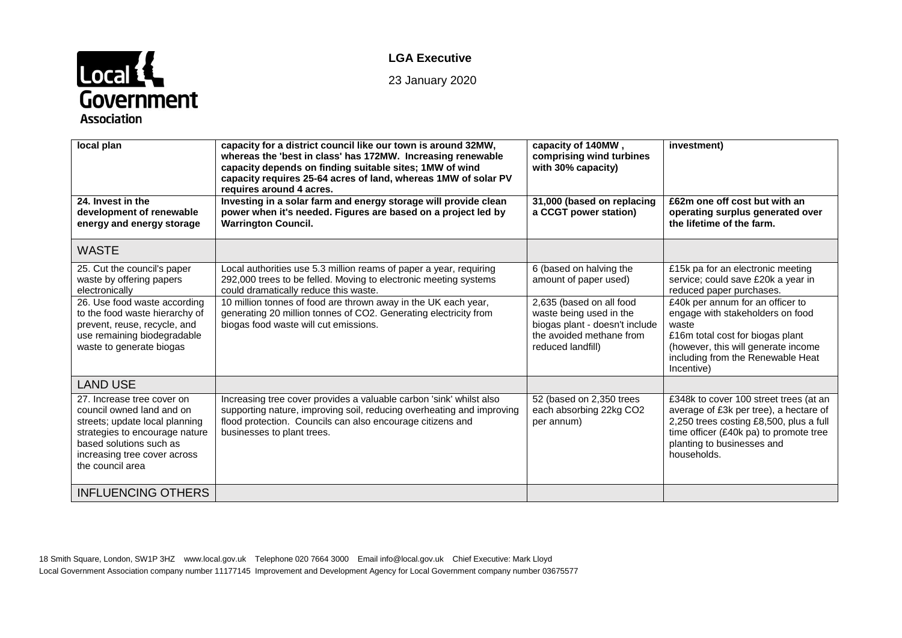| | | | |
|---|---|---|---|
| **local plan** | **capacity for a district council like our town is around 32MW, whereas the 'best in class' has 172MW. Increasing renewable capacity depends on finding suitable sites; 1MW of wind capacity requires 25-64 acres of land, whereas 1MW of solar PV requires around 4 acres.** | **capacity of 140MW , comprising wind turbines with 30% capacity)** | **investment)** |
| **24. Invest in the development of renewable energy and energy storage** | **Investing in a solar farm and energy storage will provide clean power when it's needed. Figures are based on a project led by Warrington Council.** | **31,000 (based on replacing a CCGT power station)** | **£62m one off cost but with an operating surplus generated over the lifetime of the farm.** |
| WASTE | | | |
| 25. Cut the council's paper waste by offering papers electronically | Local authorities use 5.3 million reams of paper a year, requiring 292,000 trees to be felled. Moving to electronic meeting systems could dramatically reduce this waste. | 6 (based on halving the amount of paper used) | £15k pa for an electronic meeting service; could save £20k a year in reduced paper purchases. |
| 26. Use food waste according to the food waste hierarchy of prevent, reuse, recycle, and use remaining biodegradable waste to generate biogas | 10 million tonnes of food are thrown away in the UK each year, generating 20 million tonnes of $CO_2$. Generating electricity from biogas food waste will cut emissions. | 2,635 (based on all food waste being used in the biogas plant - doesn't include the avoided methane from reduced landfill) | £40k per annum for an officer to engage with stakeholders on food waste<br>£16m total cost for biogas plant (however, this will generate income including from the Renewable Heat Incentive) |
| LAND USE | | | |
| 27. Increase tree cover on council owned land and on streets; update local planning strategies to encourage nature based solutions such as increasing tree cover across the council area | Increasing tree cover provides a valuable carbon 'sink' whilst also supporting nature, improving soil, reducing overheating and improving flood protection. Councils can also encourage citizens and businesses to plant trees. | 52 (based on 2,350 trees each absorbing 22kg $CO_2$ per annum) | £348k to cover 100 street trees (at an average of £3k per tree), a hectare of 2,250 trees costing £8,500, plus a full time officer (£40k pa) to promote tree planting to businesses and households. |
| INFLUENCING OTHERS | | | |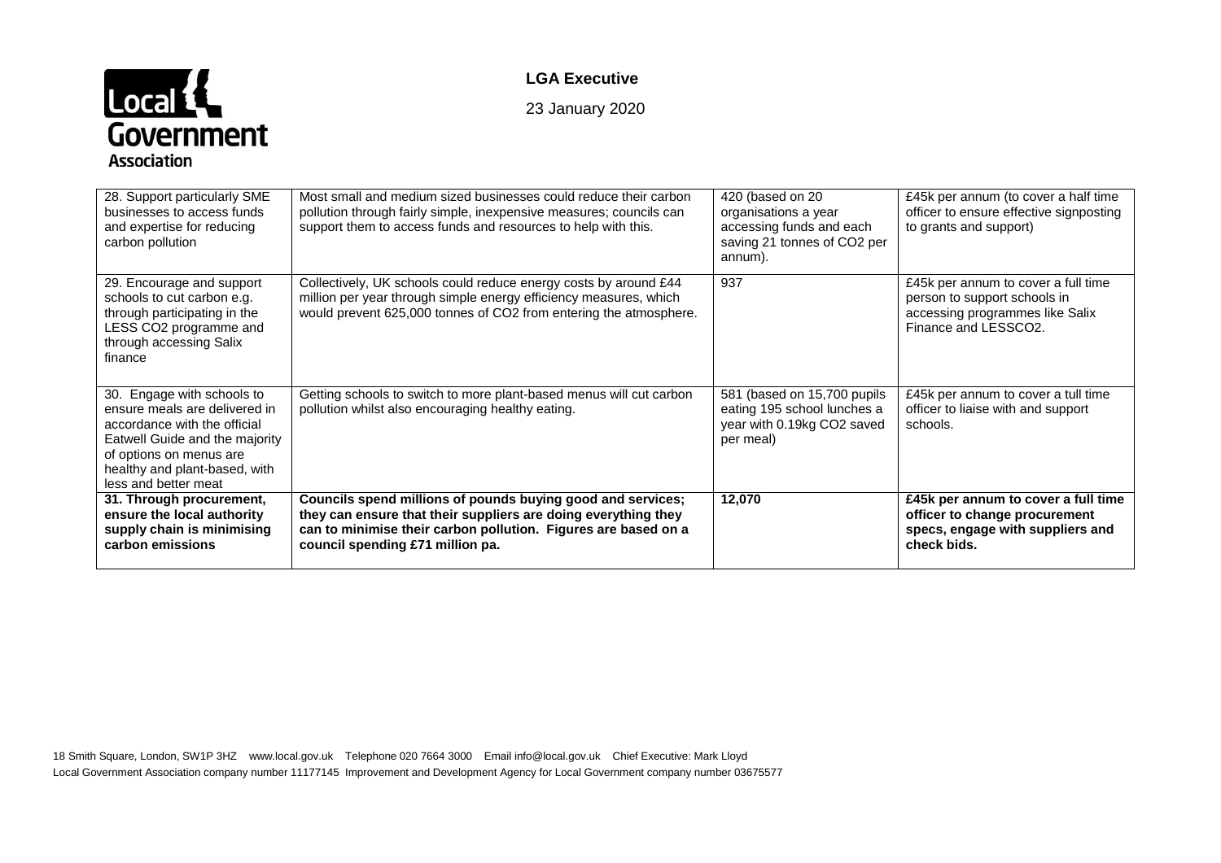**LGA Executive**

23 January 2020

| | | | |
|---|---|---|---|
| 28. Support particularly SME businesses to access funds and expertise for reducing carbon pollution | Most small and medium sized businesses could reduce their carbon pollution through fairly simple, inexpensive measures; councils can support them to access funds and resources to help with this. | 420 (based on 20 organisations a year accessing funds and each saving 21 tonnes of CO2 per annum). | £45k per annum (to cover a half time officer to ensure effective signposting to grants and support) |
| 29. Encourage and support schools to cut carbon e.g. through participating in the LESS CO2 programme and through accessing Salix finance | Collectively, UK schools could reduce energy costs by around £44 million per year through simple energy efficiency measures, which would prevent 625,000 tonnes of CO2 from entering the atmosphere. | 937 | £45k per annum to cover a full time person to support schools in accessing programmes like Salix Finance and LESSCO2. |
| 30. Engage with schools to ensure meals are delivered in accordance with the official Eatwell Guide and the majority of options on menus are healthy and plant-based, with less and better meat | Getting schools to switch to more plant-based menus will cut carbon pollution whilst also encouraging healthy eating. | 581 (based on 15,700 pupils eating 195 school lunches a year with 0.19kg CO2 saved per meal) | £45k per annum to cover a tull time officer to liaise with and support schools. |
| **31. Through procurement, ensure the local authority supply chain is minimising carbon emissions** | **Councils spend millions of pounds buying good and services; they can ensure that their suppliers are doing everything they can to minimise their carbon pollution. Figures are based on a council spending £71 million pa.** | **12,070** | **£45k per annum to cover a full time officer to change procurement specs, engage with suppliers and check bids.** |